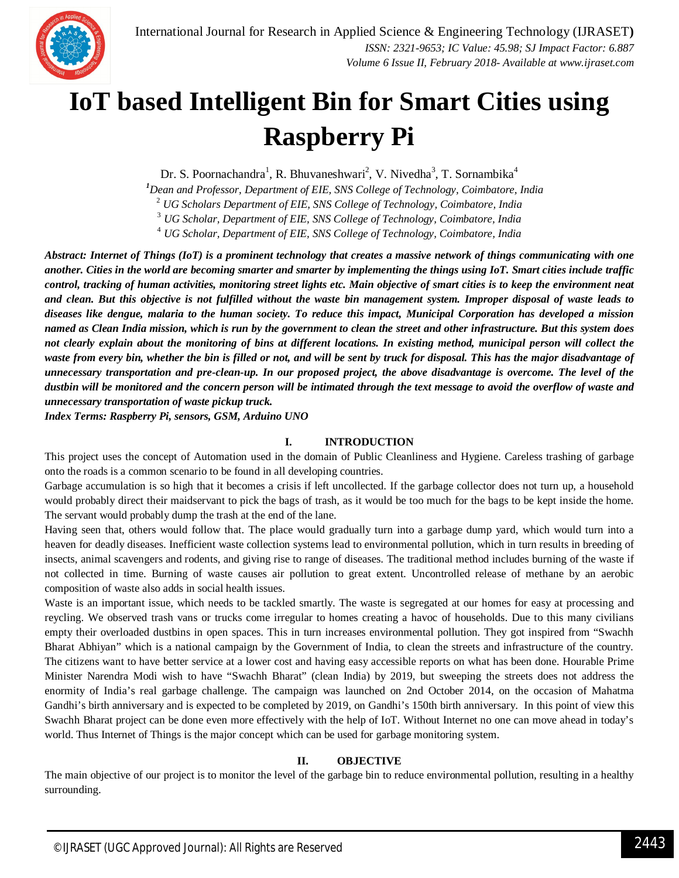# IoT based Intelligent Bin for Smart Cities using Raspberry Pi

Dr. S. Poornachandra[1], R. Bhuvaneshwari[2], V. Nivedha[3], T. Sornambika[4]

[1]*Dean and Professor, Department of EIE, SNS College of Technology, Coimbatore, India*

[2] *UG Scholars Department of EIE, SNS College of Technology, Coimbatore, India*

[3] *UG Scholar, Department of EIE, SNS College of Technology, Coimbatore, India*

[4] *UG Scholar, Department of EIE, SNS College of Technology, Coimbatore, India*

***Abstract: Internet of Things (IoT) is a prominent technology that creates a massive network of things communicating with one another. Cities in the world are becoming smarter and smarter by implementing the things using IoT. Smart cities include traffic control, tracking of human activities, monitoring street lights etc. Main objective of smart cities is to keep the environment neat and clean. But this objective is not fulfilled without the waste bin management system. Improper disposal of waste leads to diseases like dengue, malaria to the human society. To reduce this impact, Municipal Corporation has developed a mission named as Clean India mission, which is run by the government to clean the street and other infrastructure. But this system does not clearly explain about the monitoring of bins at different locations. In existing method, municipal person will collect the waste from every bin, whether the bin is filled or not, and will be sent by truck for disposal. This has the major disadvantage of unnecessary transportation and pre-clean-up. In our proposed project, the above disadvantage is overcome. The level of the dustbin will be monitored and the concern person will be intimated through the text message to avoid the overflow of waste and unnecessary transportation of waste pickup truck.***

***Index Terms: Raspberry Pi, sensors, GSM, Arduino UNO***

## I. INTRODUCTION

This project uses the concept of Automation used in the domain of Public Cleanliness and Hygiene. Careless trashing of garbage onto the roads is a common scenario to be found in all developing countries.

Garbage accumulation is so high that it becomes a crisis if left uncollected. If the garbage collector does not turn up, a household would probably direct their maidservant to pick the bags of trash, as it would be too much for the bags to be kept inside the home. The servant would probably dump the trash at the end of the lane.

Having seen that, others would follow that. The place would gradually turn into a garbage dump yard, which would turn into a heaven for deadly diseases. Inefficient waste collection systems lead to environmental pollution, which in turn results in breeding of insects, animal scavengers and rodents, and giving rise to range of diseases. The traditional method includes burning of the waste if not collected in time. Burning of waste causes air pollution to great extent. Uncontrolled release of methane by an aerobic composition of waste also adds in social health issues.

Waste is an important issue, which needs to be tackled smartly. The waste is segregated at our homes for easy at processing and reycling. We observed trash vans or trucks come irregular to homes creating a havoc of households. Due to this many civilians empty their overloaded dustbins in open spaces. This in turn increases environmental pollution. They got inspired from "Swachh Bharat Abhiyan" which is a national campaign by the Government of India, to clean the streets and infrastructure of the country. The citizens want to have better service at a lower cost and having easy accessible reports on what has been done. Hourable Prime Minister Narendra Modi wish to have "Swachh Bharat" (clean India) by 2019, but sweeping the streets does not address the enormity of India's real garbage challenge. The campaign was launched on 2nd October 2014, on the occasion of Mahatma Gandhi's birth anniversary and is expected to be completed by 2019, on Gandhi's 150th birth anniversary. In this point of view this Swachh Bharat project can be done even more effectively with the help of IoT. Without Internet no one can move ahead in today's world. Thus Internet of Things is the major concept which can be used for garbage monitoring system.

## II. OBJECTIVE

The main objective of our project is to monitor the level of the garbage bin to reduce environmental pollution, resulting in a healthy surrounding.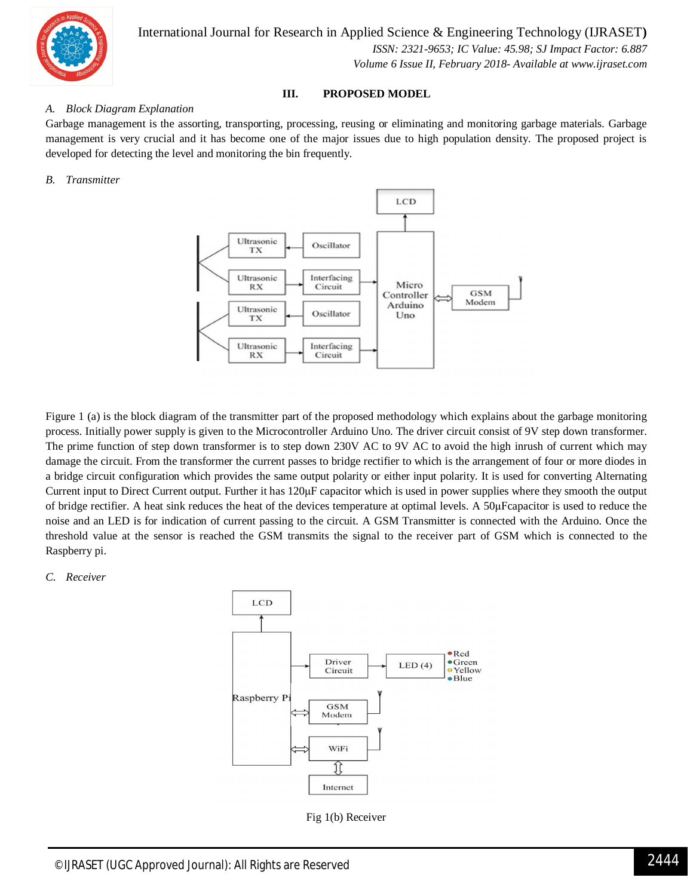## III. PROPOSED MODEL

### A. Block Diagram Explanation

Garbage management is the assorting, transporting, processing, reusing or eliminating and monitoring garbage materials. Garbage management is very crucial and it has become one of the major issues due to high population density. The proposed project is developed for detecting the level and monitoring the bin frequently.

### B. Transmitter

Figure 1 (a) is the block diagram of the transmitter part of the proposed methodology which explains about the garbage monitoring process. Initially power supply is given to the Microcontroller Arduino Uno. The driver circuit consist of 9V step down transformer. The prime function of step down transformer is to step down 230V AC to 9V AC to avoid the high inrush of current which may damage the circuit. From the transformer the current passes to bridge rectifier to which is the arrangement of four or more diodes in a bridge circuit configuration which provides the same output polarity or either input polarity. It is used for converting Alternating Current input to Direct Current output. Further it has 120μF capacitor which is used in power supplies where they smooth the output of bridge rectifier. A heat sink reduces the heat of the devices temperature at optimal levels. A 50μFcapacitor is used to reduce the noise and an LED is for indication of current passing to the circuit. A GSM Transmitter is connected with the Arduino. Once the threshold value at the sensor is reached the GSM transmits the signal to the receiver part of GSM which is connected to the Raspberry pi.

### C. Receiver

Fig 1(b) Receiver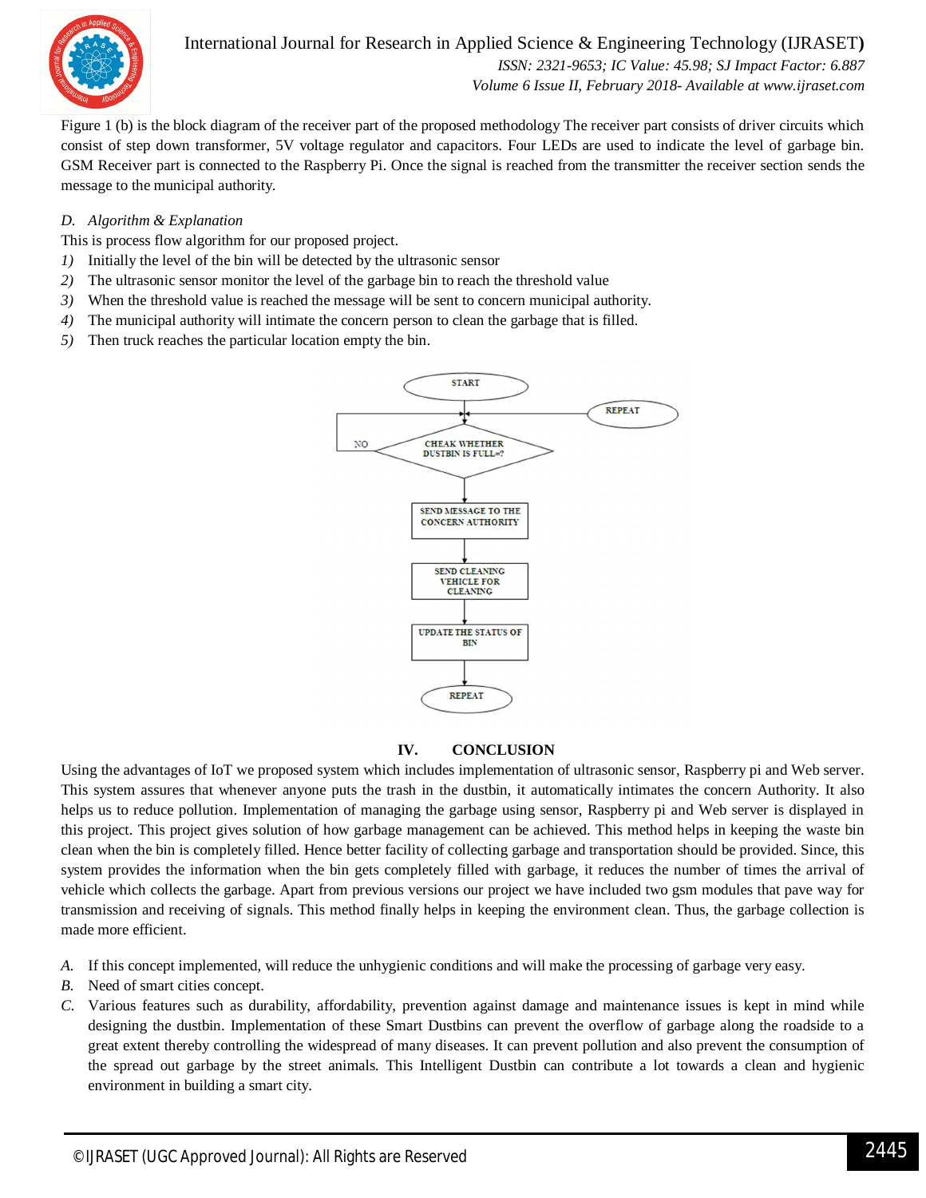Figure 1 (b) is the block diagram of the receiver part of the proposed methodology The receiver part consists of driver circuits which consist of step down transformer, 5V voltage regulator and capacitors. Four LEDs are used to indicate the level of garbage bin. GSM Receiver part is connected to the Raspberry Pi. Once the signal is reached from the transmitter the receiver section sends the message to the municipal authority.

### *D. Algorithm & Explanation*

This is process flow algorithm for our proposed project.

1) Initially the level of the bin will be detected by the ultrasonic sensor
2) The ultrasonic sensor monitor the level of the garbage bin to reach the threshold value
3) When the threshold value is reached the message will be sent to concern municipal authority.
4) The municipal authority will intimate the concern person to clean the garbage that is filled.
5) Then truck reaches the particular location empty the bin.

START → CHEAK WHETHER DUSTBIN IS FULL=? (NO → loop back) → SEND MESSAGE TO THE CONCERN AUTHORITY → SEND CLEANING VEHICLE FOR CLEANING → UPDATE THE STATUS OF BIN → REPEAT

## IV. CONCLUSION

Using the advantages of IoT we proposed system which includes implementation of ultrasonic sensor, Raspberry pi and Web server. This system assures that whenever anyone puts the trash in the dustbin, it automatically intimates the concern Authority. It also helps us to reduce pollution. Implementation of managing the garbage using sensor, Raspberry pi and Web server is displayed in this project. This project gives solution of how garbage management can be achieved. This method helps in keeping the waste bin clean when the bin is completely filled. Hence better facility of collecting garbage and transportation should be provided. Since, this system provides the information when the bin gets completely filled with garbage, it reduces the number of times the arrival of vehicle which collects the garbage. Apart from previous versions our project we have included two gsm modules that pave way for transmission and receiving of signals. This method finally helps in keeping the environment clean. Thus, the garbage collection is made more efficient.

*A.* If this concept implemented, will reduce the unhygienic conditions and will make the processing of garbage very easy.

*B.* Need of smart cities concept.

*C.* Various features such as durability, affordability, prevention against damage and maintenance issues is kept in mind while designing the dustbin. Implementation of these Smart Dustbins can prevent the overflow of garbage along the roadside to a great extent thereby controlling the widespread of many diseases. It can prevent pollution and also prevent the consumption of the spread out garbage by the street animals. This Intelligent Dustbin can contribute a lot towards a clean and hygienic environment in building a smart city.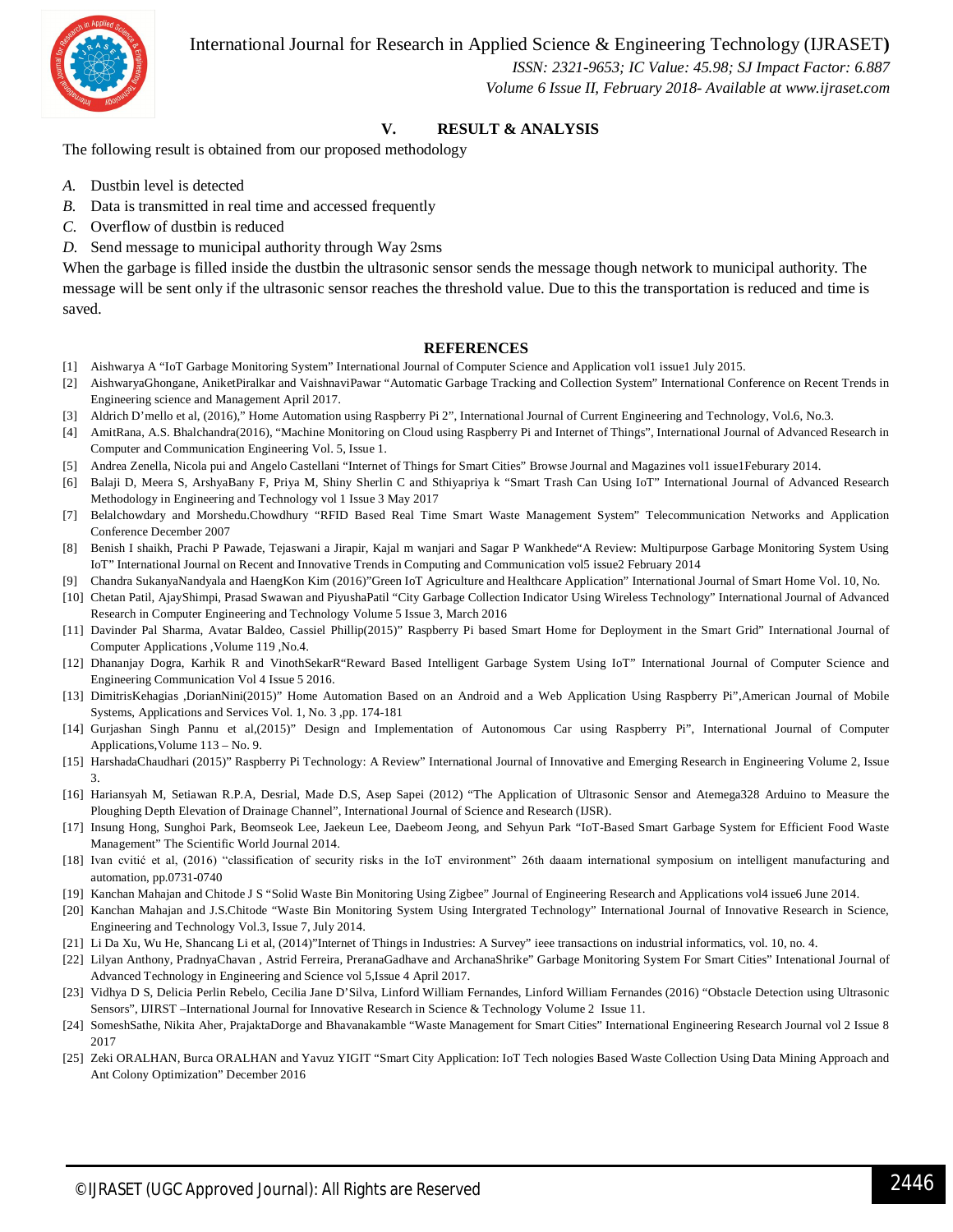## V. RESULT & ANALYSIS

The following result is obtained from our proposed methodology

*A.* Dustbin level is detected

*B.* Data is transmitted in real time and accessed frequently

*C.* Overflow of dustbin is reduced

*D.* Send message to municipal authority through Way 2sms

When the garbage is filled inside the dustbin the ultrasonic sensor sends the message though network to municipal authority. The message will be sent only if the ultrasonic sensor reaches the threshold value. Due to this the transportation is reduced and time is saved.

## REFERENCES

[1] Aishwarya A "IoT Garbage Monitoring System" International Journal of Computer Science and Application vol1 issue1 July 2015.

[2] AishwaryaGhongane, AniketPiralkar and VaishnaviPawar "Automatic Garbage Tracking and Collection System" International Conference on Recent Trends in Engineering science and Management April 2017.

[3] Aldrich D'mello et al, (2016)," Home Automation using Raspberry Pi 2", International Journal of Current Engineering and Technology, Vol.6, No.3.

[4] AmitRana, A.S. Bhalchandra(2016), "Machine Monitoring on Cloud using Raspberry Pi and Internet of Things", International Journal of Advanced Research in Computer and Communication Engineering Vol. 5, Issue 1.

[5] Andrea Zenella, Nicola pui and Angelo Castellani "Internet of Things for Smart Cities" Browse Journal and Magazines vol1 issue1Feburary 2014.

[6] Balaji D, Meera S, ArshyaBany F, Priya M, Shiny Sherlin C and Sthiyapriya k "Smart Trash Can Using IoT" International Journal of Advanced Research Methodology in Engineering and Technology vol 1 Issue 3 May 2017

[7] Belalchowdary and Morshedu.Chowdhury "RFID Based Real Time Smart Waste Management System" Telecommunication Networks and Application Conference December 2007

[8] Benish I shaikh, Prachi P Pawade, Tejaswani a Jirapir, Kajal m wanjari and Sagar P Wankhede"A Review: Multipurpose Garbage Monitoring System Using IoT" International Journal on Recent and Innovative Trends in Computing and Communication vol5 issue2 February 2014

[9] Chandra SukanyaNandyala and HaengKon Kim (2016)"Green IoT Agriculture and Healthcare Application" International Journal of Smart Home Vol. 10, No.

[10] Chetan Patil, AjayShimpi, Prasad Swawan and PiyushaPatil "City Garbage Collection Indicator Using Wireless Technology" International Journal of Advanced Research in Computer Engineering and Technology Volume 5 Issue 3, March 2016

[11] Davinder Pal Sharma, Avatar Baldeo, Cassiel Phillip(2015)" Raspberry Pi based Smart Home for Deployment in the Smart Grid" International Journal of Computer Applications ,Volume 119 ,No.4.

[12] Dhananjay Dogra, Karhik R and VinothSekarR"Reward Based Intelligent Garbage System Using IoT" International Journal of Computer Science and Engineering Communication Vol 4 Issue 5 2016.

[13] DimitrisKehagias ,DorianNini(2015)" Home Automation Based on an Android and a Web Application Using Raspberry Pi",American Journal of Mobile Systems, Applications and Services Vol. 1, No. 3 ,pp. 174-181

[14] Gurjashan Singh Pannu et al,(2015)" Design and Implementation of Autonomous Car using Raspberry Pi", International Journal of Computer Applications,Volume 113 – No. 9.

[15] HarshadaChaudhari (2015)" Raspberry Pi Technology: A Review" International Journal of Innovative and Emerging Research in Engineering Volume 2, Issue 3.

[16] Hariansyah M, Setiawan R.P.A, Desrial, Made D.S, Asep Sapei (2012) "The Application of Ultrasonic Sensor and Atemega328 Arduino to Measure the Ploughing Depth Elevation of Drainage Channel", International Journal of Science and Research (IJSR).

[17] Insung Hong, Sunghoi Park, Beomseok Lee, Jaekeun Lee, Daebeom Jeong, and Sehyun Park "IoT-Based Smart Garbage System for Efficient Food Waste Management" The Scientific World Journal 2014.

[18] Ivan cvitić et al, (2016) "classification of security risks in the IoT environment" 26th daaam international symposium on intelligent manufacturing and automation, pp.0731-0740

[19] Kanchan Mahajan and Chitode J S "Solid Waste Bin Monitoring Using Zigbee" Journal of Engineering Research and Applications vol4 issue6 June 2014.

[20] Kanchan Mahajan and J.S.Chitode "Waste Bin Monitoring System Using Intergrated Technology" International Journal of Innovative Research in Science, Engineering and Technology Vol.3, Issue 7, July 2014.

[21] Li Da Xu, Wu He, Shancang Li et al, (2014)"Internet of Things in Industries: A Survey" ieee transactions on industrial informatics, vol. 10, no. 4.

[22] Lilyan Anthony, PradnyaChavan , Astrid Ferreira, PreranaGadhave and ArchanaShrike" Garbage Monitoring System For Smart Cities" Intenational Journal of Advanced Technology in Engineering and Science vol 5,Issue 4 April 2017.

[23] Vidhya D S, Delicia Perlin Rebelo, Cecilia Jane D'Silva, Linford William Fernandes, Linford William Fernandes (2016) "Obstacle Detection using Ultrasonic Sensors", IJIRST –International Journal for Innovative Research in Science & Technology Volume 2 Issue 11.

[24] SomeshSathe, Nikita Aher, PrajaktaDorge and Bhavanakamble "Waste Management for Smart Cities" International Engineering Research Journal vol 2 Issue 8 2017

[25] Zeki ORALHAN, Burca ORALHAN and Yavuz YIGIT "Smart City Application: IoT Tech nologies Based Waste Collection Using Data Mining Approach and Ant Colony Optimization" December 2016